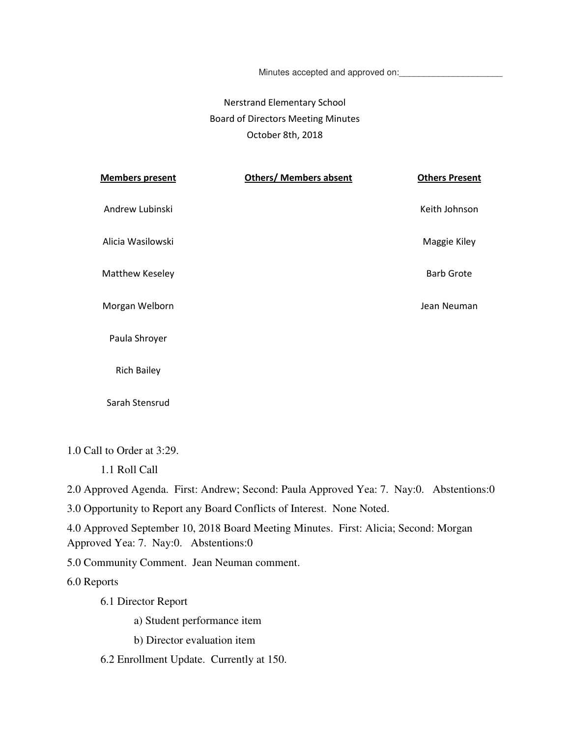Minutes accepted and approved on:_____________________

Nerstrand Elementary School
Board of Directors Meeting Minutes
October 8th, 2018

| **Members present** | **Others/ Members absent** | **Others Present** |
|---|---|---|
| Andrew Lubinski | | Keith Johnson |
| Alicia Wasilowski | | Maggie Kiley |
| Matthew Keseley | | Barb Grote |
| Morgan Welborn | | Jean Neuman |
| Paula Shroyer | | |
| Rich Bailey | | |
| Sarah Stensrud | | |

1.0 Call to Order at 3:29.

1.1 Roll Call

2.0 Approved Agenda. First: Andrew; Second: Paula Approved Yea: 7. Nay:0. Abstentions:0

3.0 Opportunity to Report any Board Conflicts of Interest. None Noted.

4.0 Approved September 10, 2018 Board Meeting Minutes. First: Alicia; Second: Morgan Approved Yea: 7. Nay:0. Abstentions:0

5.0 Community Comment. Jean Neuman comment.

6.0 Reports

6.1 Director Report

a) Student performance item

b) Director evaluation item

6.2 Enrollment Update. Currently at 150.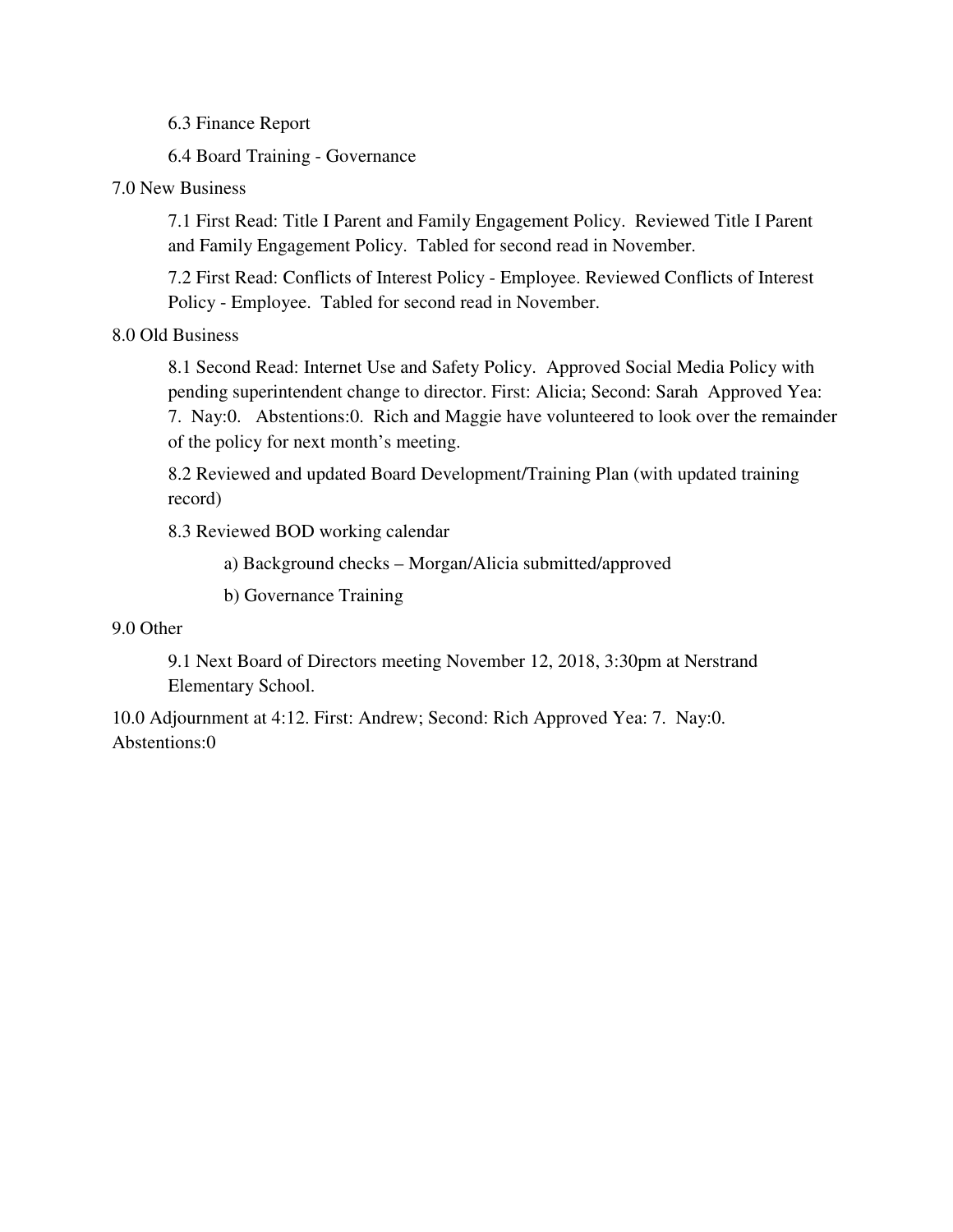6.3 Finance Report

6.4 Board Training - Governance

7.0 New Business

7.1 First Read: Title I Parent and Family Engagement Policy. Reviewed Title I Parent and Family Engagement Policy. Tabled for second read in November.

7.2 First Read: Conflicts of Interest Policy - Employee. Reviewed Conflicts of Interest Policy - Employee. Tabled for second read in November.

8.0 Old Business

8.1 Second Read: Internet Use and Safety Policy. Approved Social Media Policy with pending superintendent change to director. First: Alicia; Second: Sarah Approved Yea: 7. Nay:0. Abstentions:0. Rich and Maggie have volunteered to look over the remainder of the policy for next month's meeting.

8.2 Reviewed and updated Board Development/Training Plan (with updated training record)

8.3 Reviewed BOD working calendar

a) Background checks – Morgan/Alicia submitted/approved

b) Governance Training

9.0 Other

9.1 Next Board of Directors meeting November 12, 2018, 3:30pm at Nerstrand Elementary School.

10.0 Adjournment at 4:12. First: Andrew; Second: Rich Approved Yea: 7. Nay:0. Abstentions:0